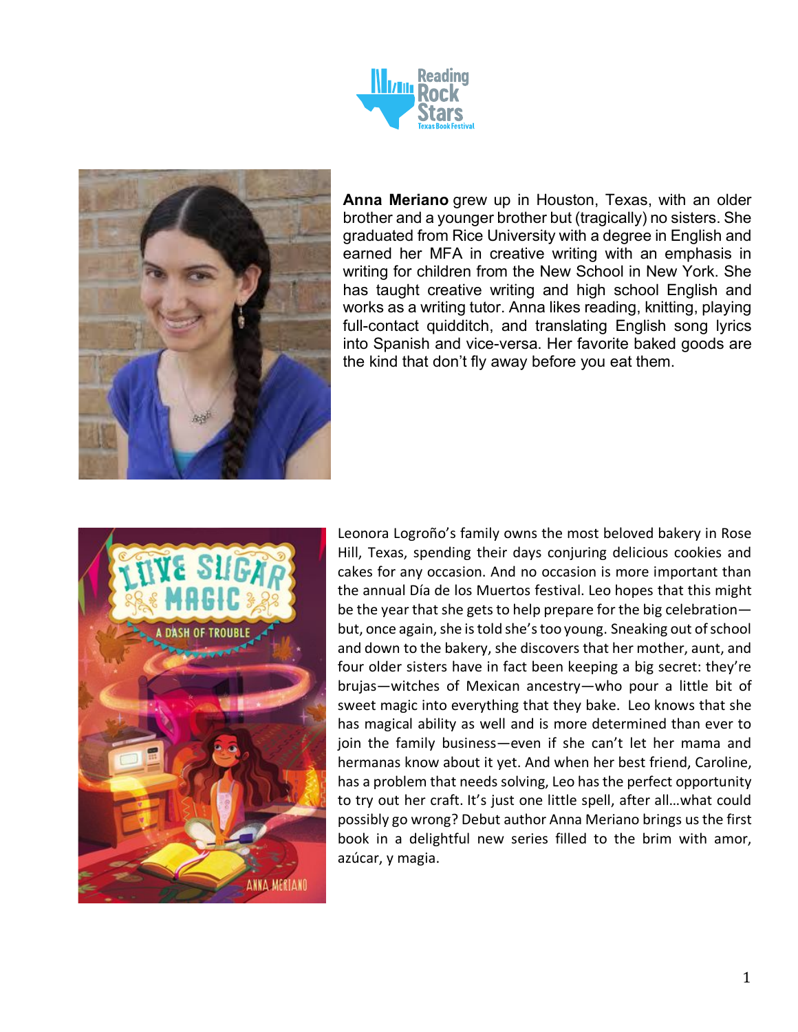**Anna Meriano** grew up in Houston, Texas, with an older brother and a younger brother but (tragically) no sisters. She graduated from Rice University with a degree in English and earned her MFA in creative writing with an emphasis in writing for children from the New School in New York. She has taught creative writing and high school English and works as a writing tutor. Anna likes reading, knitting, playing full-contact quidditch, and translating English song lyrics into Spanish and vice-versa. Her favorite baked goods are the kind that don't fly away before you eat them.

Leonora Logroño's family owns the most beloved bakery in Rose Hill, Texas, spending their days conjuring delicious cookies and cakes for any occasion. And no occasion is more important than the annual Día de los Muertos festival. Leo hopes that this might be the year that she gets to help prepare for the big celebration—but, once again, she is told she's too young. Sneaking out of school and down to the bakery, she discovers that her mother, aunt, and four older sisters have in fact been keeping a big secret: they're brujas—witches of Mexican ancestry—who pour a little bit of sweet magic into everything that they bake. Leo knows that she has magical ability as well and is more determined than ever to join the family business—even if she can't let her mama and hermanas know about it yet. And when her best friend, Caroline, has a problem that needs solving, Leo has the perfect opportunity to try out her craft. It's just one little spell, after all…what could possibly go wrong? Debut author Anna Meriano brings us the first book in a delightful new series filled to the brim with amor, azúcar, y magia.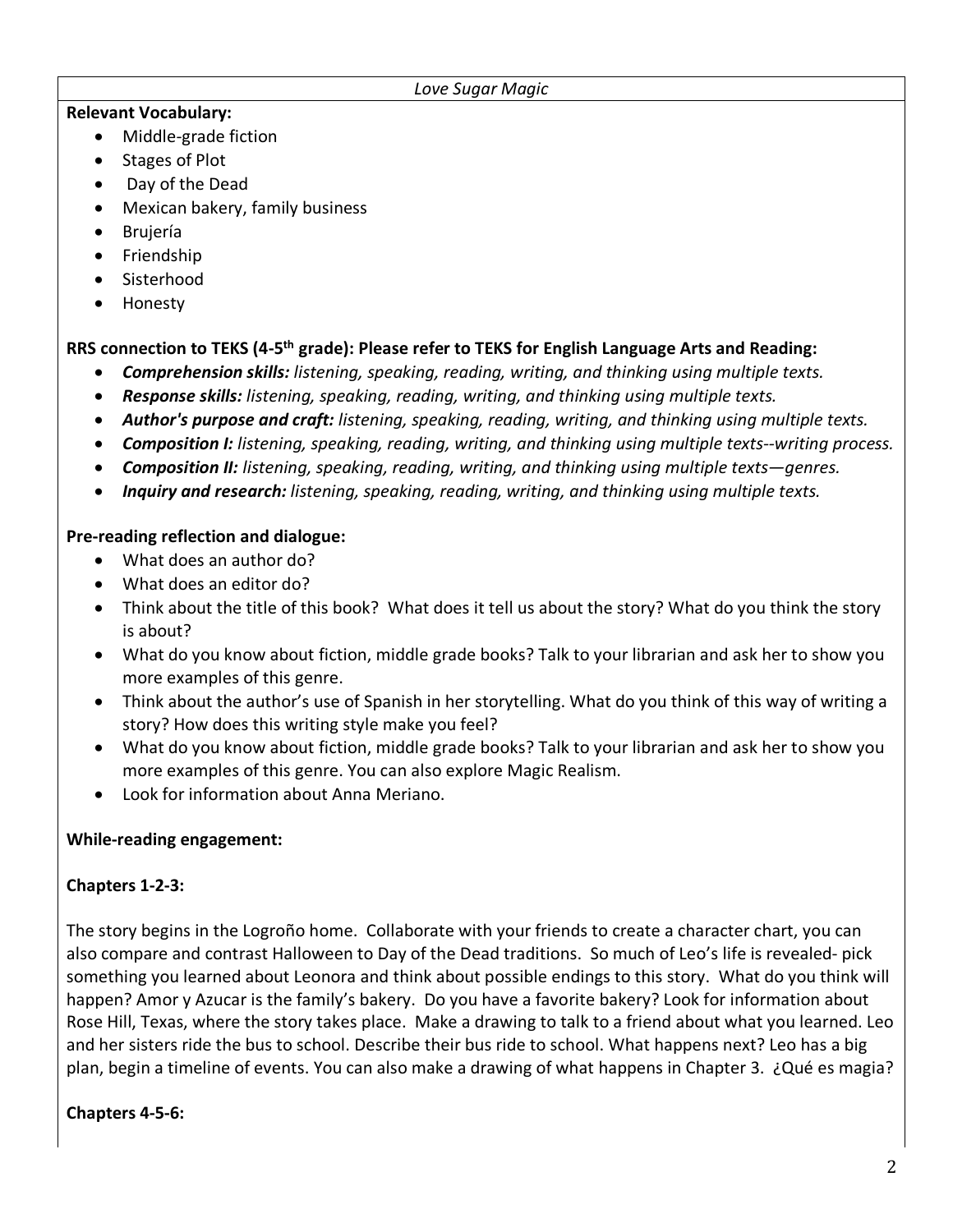*Love Sugar Magic*

**Relevant Vocabulary:**

- Middle-grade fiction
- Stages of Plot
- Day of the Dead
- Mexican bakery, family business
- Brujería
- Friendship
- Sisterhood
- Honesty

**RRS connection to TEKS (4-5th grade): Please refer to TEKS for English Language Arts and Reading:**

- ***Comprehension skills:*** *listening, speaking, reading, writing, and thinking using multiple texts.*
- ***Response skills:*** *listening, speaking, reading, writing, and thinking using multiple texts.*
- ***Author's purpose and craft:*** *listening, speaking, reading, writing, and thinking using multiple texts.*
- ***Composition I:*** *listening, speaking, reading, writing, and thinking using multiple texts--writing process.*
- ***Composition II:*** *listening, speaking, reading, writing, and thinking using multiple texts—genres.*
- ***Inquiry and research:*** *listening, speaking, reading, writing, and thinking using multiple texts.*

**Pre-reading reflection and dialogue:**

- What does an author do?
- What does an editor do?
- Think about the title of this book? What does it tell us about the story? What do you think the story is about?
- What do you know about fiction, middle grade books? Talk to your librarian and ask her to show you more examples of this genre.
- Think about the author's use of Spanish in her storytelling. What do you think of this way of writing a story? How does this writing style make you feel?
- What do you know about fiction, middle grade books? Talk to your librarian and ask her to show you more examples of this genre. You can also explore Magic Realism.
- Look for information about Anna Meriano.

**While-reading engagement:**

**Chapters 1-2-3:**

The story begins in the Logroño home. Collaborate with your friends to create a character chart, you can also compare and contrast Halloween to Day of the Dead traditions. So much of Leo's life is revealed- pick something you learned about Leonora and think about possible endings to this story. What do you think will happen? Amor y Azucar is the family's bakery. Do you have a favorite bakery? Look for information about Rose Hill, Texas, where the story takes place. Make a drawing to talk to a friend about what you learned. Leo and her sisters ride the bus to school. Describe their bus ride to school. What happens next? Leo has a big plan, begin a timeline of events. You can also make a drawing of what happens in Chapter 3. ¿Qué es magia?

**Chapters 4-5-6:**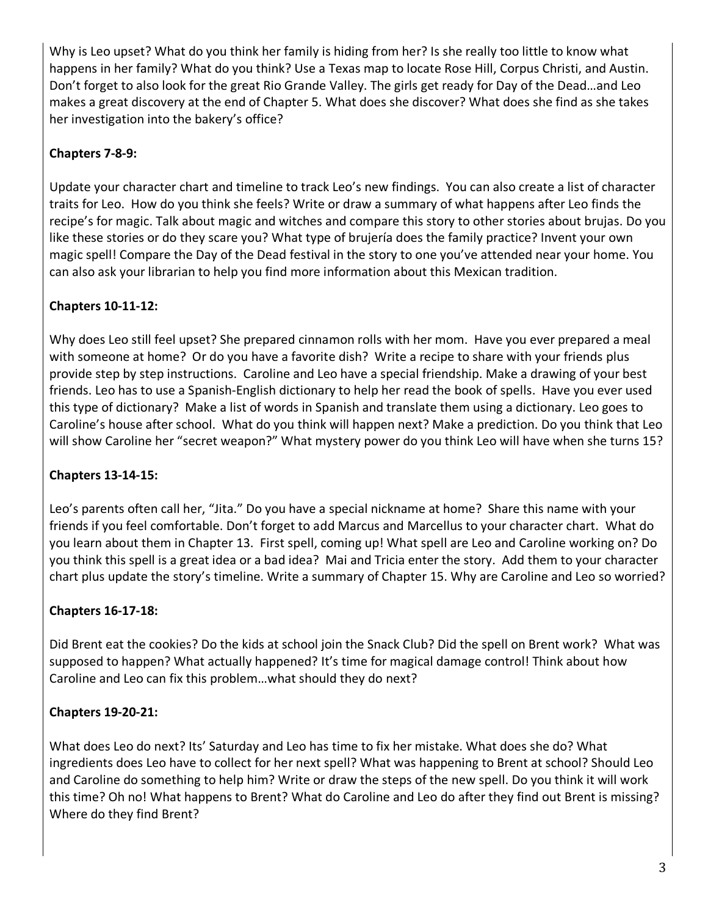Why is Leo upset? What do you think her family is hiding from her? Is she really too little to know what happens in her family? What do you think? Use a Texas map to locate Rose Hill, Corpus Christi, and Austin. Don't forget to also look for the great Rio Grande Valley. The girls get ready for Day of the Dead…and Leo makes a great discovery at the end of Chapter 5. What does she discover? What does she find as she takes her investigation into the bakery's office?

**Chapters 7-8-9:**

Update your character chart and timeline to track Leo's new findings. You can also create a list of character traits for Leo. How do you think she feels? Write or draw a summary of what happens after Leo finds the recipe's for magic. Talk about magic and witches and compare this story to other stories about brujas. Do you like these stories or do they scare you? What type of brujería does the family practice? Invent your own magic spell! Compare the Day of the Dead festival in the story to one you've attended near your home. You can also ask your librarian to help you find more information about this Mexican tradition.

**Chapters 10-11-12:**

Why does Leo still feel upset? She prepared cinnamon rolls with her mom. Have you ever prepared a meal with someone at home? Or do you have a favorite dish? Write a recipe to share with your friends plus provide step by step instructions. Caroline and Leo have a special friendship. Make a drawing of your best friends. Leo has to use a Spanish-English dictionary to help her read the book of spells. Have you ever used this type of dictionary? Make a list of words in Spanish and translate them using a dictionary. Leo goes to Caroline's house after school. What do you think will happen next? Make a prediction. Do you think that Leo will show Caroline her "secret weapon?" What mystery power do you think Leo will have when she turns 15?

**Chapters 13-14-15:**

Leo's parents often call her, "Jita." Do you have a special nickname at home? Share this name with your friends if you feel comfortable. Don't forget to add Marcus and Marcellus to your character chart. What do you learn about them in Chapter 13. First spell, coming up! What spell are Leo and Caroline working on? Do you think this spell is a great idea or a bad idea? Mai and Tricia enter the story. Add them to your character chart plus update the story's timeline. Write a summary of Chapter 15. Why are Caroline and Leo so worried?

**Chapters 16-17-18:**

Did Brent eat the cookies? Do the kids at school join the Snack Club? Did the spell on Brent work? What was supposed to happen? What actually happened? It's time for magical damage control! Think about how Caroline and Leo can fix this problem…what should they do next?

**Chapters 19-20-21:**

What does Leo do next? Its' Saturday and Leo has time to fix her mistake. What does she do? What ingredients does Leo have to collect for her next spell? What was happening to Brent at school? Should Leo and Caroline do something to help him? Write or draw the steps of the new spell. Do you think it will work this time? Oh no! What happens to Brent? What do Caroline and Leo do after they find out Brent is missing? Where do they find Brent?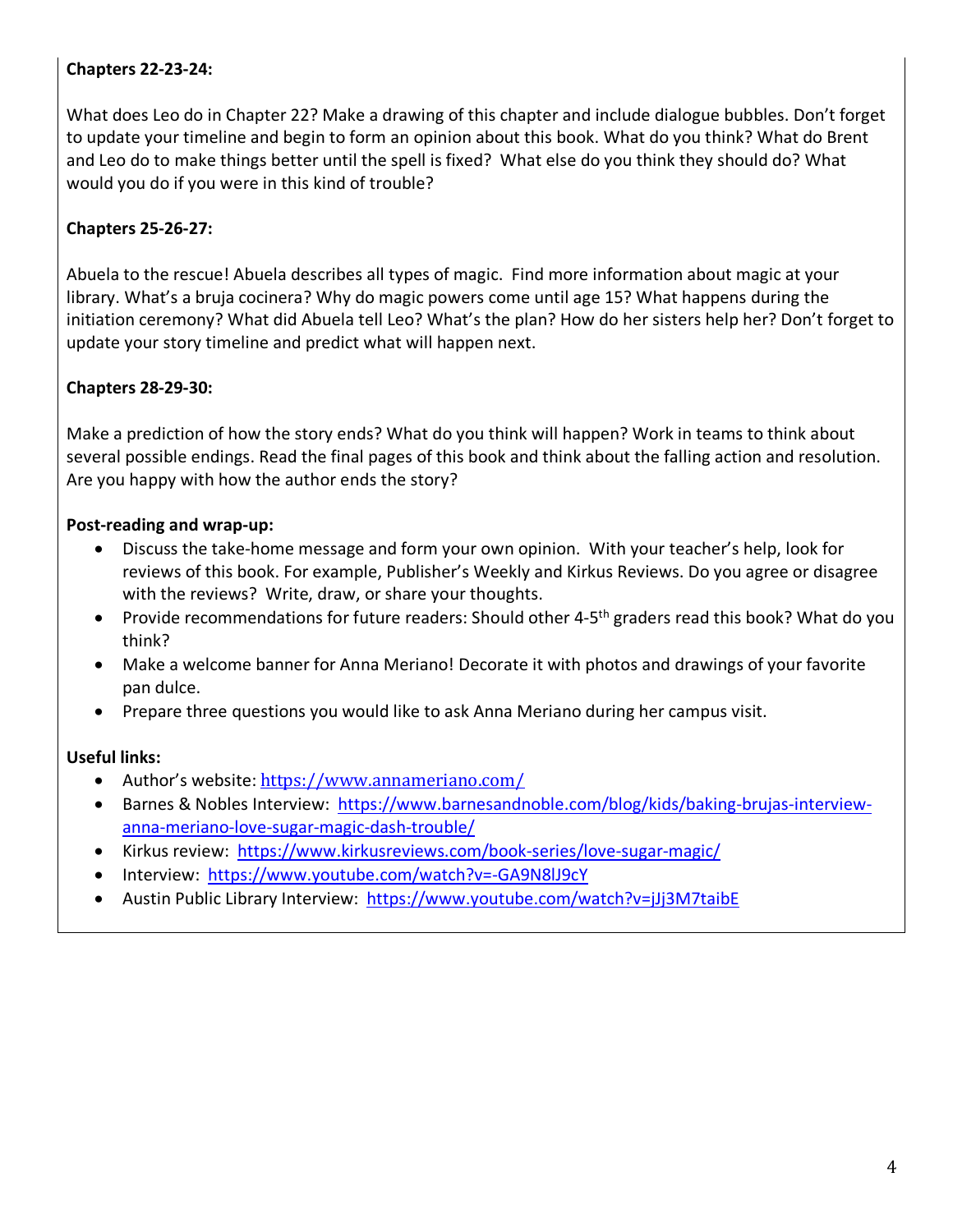**Chapters 22-23-24:**

What does Leo do in Chapter 22? Make a drawing of this chapter and include dialogue bubbles. Don't forget to update your timeline and begin to form an opinion about this book. What do you think? What do Brent and Leo do to make things better until the spell is fixed? What else do you think they should do? What would you do if you were in this kind of trouble?

**Chapters 25-26-27:**

Abuela to the rescue! Abuela describes all types of magic. Find more information about magic at your library. What's a bruja cocinera? Why do magic powers come until age 15? What happens during the initiation ceremony? What did Abuela tell Leo? What's the plan? How do her sisters help her? Don't forget to update your story timeline and predict what will happen next.

**Chapters 28-29-30:**

Make a prediction of how the story ends? What do you think will happen? Work in teams to think about several possible endings. Read the final pages of this book and think about the falling action and resolution. Are you happy with how the author ends the story?

**Post-reading and wrap-up:**

- Discuss the take-home message and form your own opinion. With your teacher's help, look for reviews of this book. For example, Publisher's Weekly and Kirkus Reviews. Do you agree or disagree with the reviews? Write, draw, or share your thoughts.
- Provide recommendations for future readers: Should other 4-5th graders read this book? What do you think?
- Make a welcome banner for Anna Meriano! Decorate it with photos and drawings of your favorite pan dulce.
- Prepare three questions you would like to ask Anna Meriano during her campus visit.

**Useful links:**

- Author's website: https://www.annameriano.com/
- Barnes & Nobles Interview: https://www.barnesandnoble.com/blog/kids/baking-brujas-interview-anna-meriano-love-sugar-magic-dash-trouble/
- Kirkus review: https://www.kirkusreviews.com/book-series/love-sugar-magic/
- Interview: https://www.youtube.com/watch?v=-GA9N8lJ9cY
- Austin Public Library Interview: https://www.youtube.com/watch?v=jJj3M7taibE